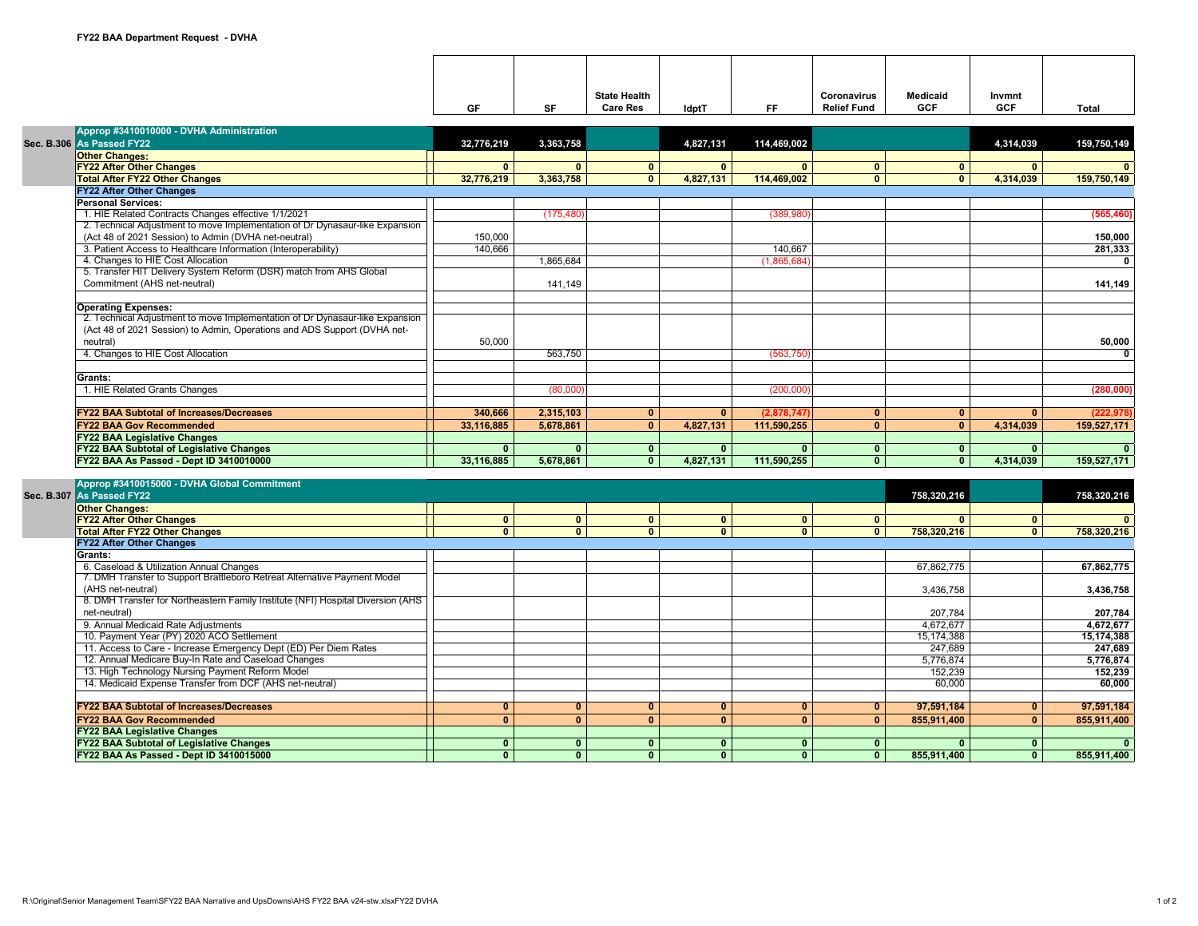**FY22 BAA Department Request - DVHA**

| | | GF | SF | State Health Care Res | IdptT | FF | Coronavirus Relief Fund | Medicaid GCF | Invmnt GCF | Total |
|---|---|---|---|---|---|---|---|---|---|---|
| | **Approp #3410010000 - DVHA Administration** | | | | | | | | | |
| Sec. B.306 | **As Passed FY22** | 32,776,219 | 3,363,758 | | 4,827,131 | 114,469,002 | | | 4,314,039 | 159,750,149 |
| | **Other Changes:** | | | | | | | | | |
| | **FY22 After Other Changes** | 0 | 0 | 0 | 0 | 0 | 0 | 0 | 0 | 0 |
| | **Total After FY22 Other Changes** | 32,776,219 | 3,363,758 | 0 | 4,827,131 | 114,469,002 | 0 | 0 | 4,314,039 | 159,750,149 |
| | **FY22 After Other Changes** | | | | | | | | | |
| | **Personal Services:** | | | | | | | | | |
| | 1. HIE Related Contracts Changes effective 1/1/2021 | | (175,480) | | | (389,980) | | | | (565,460) |
| | 2. Technical Adjustment to move Implementation of Dr Dynasaur-like Expansion (Act 48 of 2021 Session) to Admin (DVHA net-neutral) | 150,000 | | | | | | | | 150,000 |
| | 3. Patient Access to Healthcare Information (Interoperability) | 140,666 | | | | 140,667 | | | | 281,333 |
| | 4. Changes to HIE Cost Allocation | | 1,865,684 | | | (1,865,684) | | | | 0 |
| | 5. Transfer HIT Delivery System Reform (DSR) match from AHS Global Commitment (AHS net-neutral) | | 141,149 | | | | | | | 141,149 |
| | **Operating Expenses:** | | | | | | | | | |
| | 2. Technical Adjustment to move Implementation of Dr Dynasaur-like Expansion (Act 48 of 2021 Session) to Admin, Operations and ADS Support (DVHA net-neutral) | 50,000 | | | | | | | | 50,000 |
| | 4. Changes to HIE Cost Allocation | | 563,750 | | | (563,750) | | | | 0 |
| | **Grants:** | | | | | | | | | |
| | 1. HIE Related Grants Changes | | (80,000) | | | (200,000) | | | | (280,000) |
| | **FY22 BAA Subtotal of Increases/Decreases** | 340,666 | 2,315,103 | 0 | 0 | (2,878,747) | 0 | 0 | 0 | (222,978) |
| | **FY22 BAA Gov Recommended** | 33,116,885 | 5,678,861 | 0 | 4,827,131 | 111,590,255 | 0 | 0 | 4,314,039 | 159,527,171 |
| | **FY22 BAA Legislative Changes** | | | | | | | | | |
| | **FY22 BAA Subtotal of Legislative Changes** | 0 | 0 | 0 | 0 | 0 | 0 | 0 | 0 | 0 |
| | **FY22 BAA As Passed - Dept ID 3410010000** | 33,116,885 | 5,678,861 | 0 | 4,827,131 | 111,590,255 | 0 | 0 | 4,314,039 | 159,527,171 |
| | **Approp #3410015000 - DVHA Global Commitment** | | | | | | | | | |
| Sec. B.307 | **As Passed FY22** | | | | | | | 758,320,216 | | 758,320,216 |
| | **Other Changes:** | | | | | | | | | |
| | **FY22 After Other Changes** | 0 | 0 | 0 | 0 | 0 | 0 | 0 | 0 | 0 |
| | **Total After FY22 Other Changes** | 0 | 0 | 0 | 0 | 0 | 0 | 758,320,216 | 0 | 758,320,216 |
| | **FY22 After Other Changes** | | | | | | | | | |
| | **Grants:** | | | | | | | | | |
| | 6. Caseload & Utilization Annual Changes | | | | | | | 67,862,775 | | 67,862,775 |
| | 7. DMH Transfer to Support Brattleboro Retreat Alternative Payment Model (AHS net-neutral) | | | | | | | 3,436,758 | | 3,436,758 |
| | 8. DMH Transfer for Northeastern Family Institute (NFI) Hospital Diversion (AHS net-neutral) | | | | | | | 207,784 | | 207,784 |
| | 9. Annual Medicaid Rate Adjustments | | | | | | | 4,672,677 | | 4,672,677 |
| | 10. Payment Year (PY) 2020 ACO Settlement | | | | | | | 15,174,388 | | 15,174,388 |
| | 11. Access to Care - Increase Emergency Dept (ED) Per Diem Rates | | | | | | | 247,689 | | 247,689 |
| | 12. Annual Medicare Buy-In Rate and Caseload Changes | | | | | | | 5,776,874 | | 5,776,874 |
| | 13. High Technology Nursing Payment Reform Model | | | | | | | 152,239 | | 152,239 |
| | 14. Medicaid Expense Transfer from DCF (AHS net-neutral) | | | | | | | 60,000 | | 60,000 |
| | **FY22 BAA Subtotal of Increases/Decreases** | 0 | 0 | 0 | 0 | 0 | 0 | 97,591,184 | 0 | 97,591,184 |
| | **FY22 BAA Gov Recommended** | 0 | 0 | 0 | 0 | 0 | 0 | 855,911,400 | 0 | 855,911,400 |
| | **FY22 BAA Legislative Changes** | | | | | | | | | |
| | **FY22 BAA Subtotal of Legislative Changes** | 0 | 0 | 0 | 0 | 0 | 0 | 0 | 0 | 0 |
| | **FY22 BAA As Passed - Dept ID 3410015000** | 0 | 0 | 0 | 0 | 0 | 0 | 855,911,400 | 0 | 855,911,400 |

R:\Original\Senior Management Team\SFY22 BAA Narrative and UpsDowns\AHS FY22 BAA v24-stw.xlsxFY22 DVHA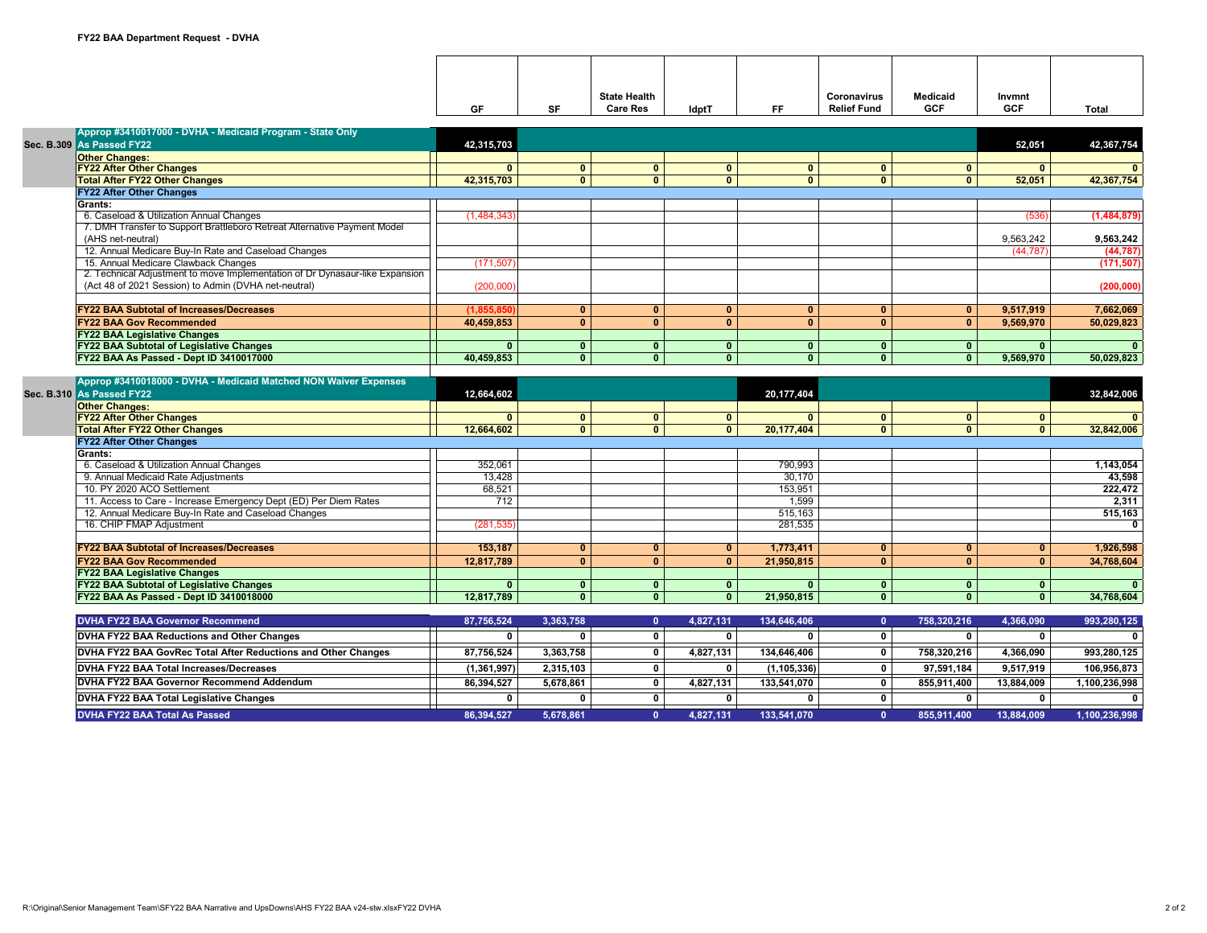**FY22 BAA Department Request - DVHA**

| | | GF | SF | State Health Care Res | IdptT | FF | Coronavirus Relief Fund | Medicaid GCF | Invmnt GCF | Total |
|---|---|---|---|---|---|---|---|---|---|---|
| | **Approp #3410017000 - DVHA - Medicaid Program - State Only** | | | | | | | | | |
| Sec. B.309 | **As Passed FY22** | 42,315,703 | | | | | | | 52,051 | 42,367,754 |
| | **Other Changes:** | | | | | | | | | |
| | **FY22 After Other Changes** | 0 | 0 | 0 | 0 | 0 | 0 | 0 | 0 | 0 |
| | **Total After FY22 Other Changes** | 42,315,703 | 0 | 0 | 0 | 0 | 0 | 0 | 52,051 | 42,367,754 |
| | **FY22 After Other Changes** | | | | | | | | | |
| | **Grants:** | | | | | | | | | |
| | 6. Caseload & Utilization Annual Changes | (1,484,343) | | | | | | | (536) | (1,484,879) |
| | 7. DMH Transfer to Support Brattleboro Retreat Alternative Payment Model (AHS net-neutral) | | | | | | | | 9,563,242 | 9,563,242 |
| | 12. Annual Medicare Buy-In Rate and Caseload Changes | | | | | | | | (44,787) | (44,787) |
| | 15. Annual Medicare Clawback Changes | (171,507) | | | | | | | | (171,507) |
| | 2. Technical Adjustment to move Implementation of Dr Dynasaur-like Expansion (Act 48 of 2021 Session) to Admin (DVHA net-neutral) | (200,000) | | | | | | | | (200,000) |
| | **FY22 BAA Subtotal of Increases/Decreases** | (1,855,850) | 0 | 0 | 0 | 0 | 0 | 0 | 9,517,919 | 7,662,069 |
| | **FY22 BAA Gov Recommended** | 40,459,853 | 0 | 0 | 0 | 0 | 0 | 0 | 9,569,970 | 50,029,823 |
| | **FY22 BAA Legislative Changes** | | | | | | | | | |
| | **FY22 BAA Subtotal of Legislative Changes** | 0 | 0 | 0 | 0 | 0 | 0 | 0 | 0 | 0 |
| | **FY22 BAA As Passed - Dept ID 3410017000** | 40,459,853 | 0 | 0 | 0 | 0 | 0 | 0 | 9,569,970 | 50,029,823 |
| | **Approp #3410018000 - DVHA - Medicaid Matched NON Waiver Expenses** | | | | | | | | | |
| Sec. B.310 | **As Passed FY22** | 12,664,602 | | | | 20,177,404 | | | | 32,842,006 |
| | **Other Changes:** | | | | | | | | | |
| | **FY22 After Other Changes** | 0 | 0 | 0 | 0 | 0 | 0 | 0 | 0 | 0 |
| | **Total After FY22 Other Changes** | 12,664,602 | 0 | 0 | 0 | 20,177,404 | 0 | 0 | 0 | 32,842,006 |
| | **FY22 After Other Changes** | | | | | | | | | |
| | **Grants:** | | | | | | | | | |
| | 6. Caseload & Utilization Annual Changes | 352,061 | | | | 790,993 | | | | 1,143,054 |
| | 9. Annual Medicaid Rate Adjustments | 13,428 | | | | 30,170 | | | | 43,598 |
| | 10. PY 2020 ACO Settlement | 68,521 | | | | 153,951 | | | | 222,472 |
| | 11. Access to Care - Increase Emergency Dept (ED) Per Diem Rates | 712 | | | | 1,599 | | | | 2,311 |
| | 12. Annual Medicare Buy-In Rate and Caseload Changes | | | | | 515,163 | | | | 515,163 |
| | 16. CHIP FMAP Adjustment | (281,535) | | | | 281,535 | | | | 0 |
| | **FY22 BAA Subtotal of Increases/Decreases** | 153,187 | 0 | 0 | 0 | 1,773,411 | 0 | 0 | 0 | 1,926,598 |
| | **FY22 BAA Gov Recommended** | 12,817,789 | 0 | 0 | 0 | 21,950,815 | 0 | 0 | 0 | 34,768,604 |
| | **FY22 BAA Legislative Changes** | | | | | | | | | |
| | **FY22 BAA Subtotal of Legislative Changes** | 0 | 0 | 0 | 0 | 0 | 0 | 0 | 0 | 0 |
| | **FY22 BAA As Passed - Dept ID 3410018000** | 12,817,789 | 0 | 0 | 0 | 21,950,815 | 0 | 0 | 0 | 34,768,604 |
| | **DVHA FY22 BAA Governor Recommend** | 87,756,524 | 3,363,758 | 0 | 4,827,131 | 134,646,406 | 0 | 758,320,216 | 4,366,090 | 993,280,125 |
| | **DVHA FY22 BAA Reductions and Other Changes** | 0 | 0 | 0 | 0 | 0 | 0 | 0 | 0 | 0 |
| | **DVHA FY22 BAA GovRec Total After Reductions and Other Changes** | 87,756,524 | 3,363,758 | 0 | 4,827,131 | 134,646,406 | 0 | 758,320,216 | 4,366,090 | 993,280,125 |
| | **DVHA FY22 BAA Total Increases/Decreases** | (1,361,997) | 2,315,103 | 0 | 0 | (1,105,336) | 0 | 97,591,184 | 9,517,919 | 106,956,873 |
| | **DVHA FY22 BAA Governor Recommend Addendum** | 86,394,527 | 5,678,861 | 0 | 4,827,131 | 133,541,070 | 0 | 855,911,400 | 13,884,009 | 1,100,236,998 |
| | **DVHA FY22 BAA Total Legislative Changes** | 0 | 0 | 0 | 0 | 0 | 0 | 0 | 0 | 0 |
| | **DVHA FY22 BAA Total As Passed** | 86,394,527 | 5,678,861 | 0 | 4,827,131 | 133,541,070 | 0 | 855,911,400 | 13,884,009 | 1,100,236,998 |

R:\Original\Senior Management Team\SFY22 BAA Narrative and UpsDowns\AHS FY22 BAA v24-stw.xlsxFY22 DVHA